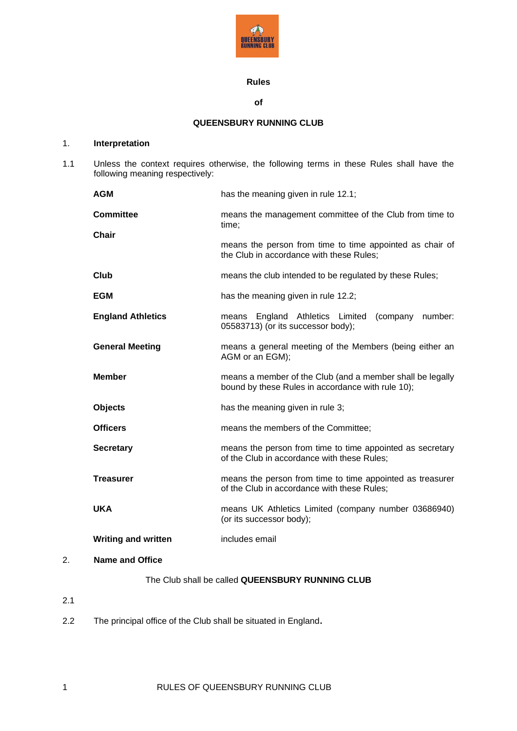**Rules**

**of**

**QUEENSBURY RUNNING CLUB**

## 1. Interpretation

1.1 Unless the context requires otherwise, the following terms in these Rules shall have the following meaning respectively:

| | |
|---|---|
| **AGM** | has the meaning given in rule 12.1; |
| **Committee** | means the management committee of the Club from time to time; |
| **Chair** | means the person from time to time appointed as chair of the Club in accordance with these Rules; |
| **Club** | means the club intended to be regulated by these Rules; |
| **EGM** | has the meaning given in rule 12.2; |
| **England Athletics** | means England Athletics Limited (company number: 05583713) (or its successor body); |
| **General Meeting** | means a general meeting of the Members (being either an AGM or an EGM); |
| **Member** | means a member of the Club (and a member shall be legally bound by these Rules in accordance with rule 10); |
| **Objects** | has the meaning given in rule 3; |
| **Officers** | means the members of the Committee; |
| **Secretary** | means the person from time to time appointed as secretary of the Club in accordance with these Rules; |
| **Treasurer** | means the person from time to time appointed as treasurer of the Club in accordance with these Rules; |
| **UKA** | means UK Athletics Limited (company number 03686940) (or its successor body); |
| **Writing and written** | includes email |

## 2. Name and Office

The Club shall be called **QUEENSBURY RUNNING CLUB**

2.1

2.2 The principal office of the Club shall be situated in England.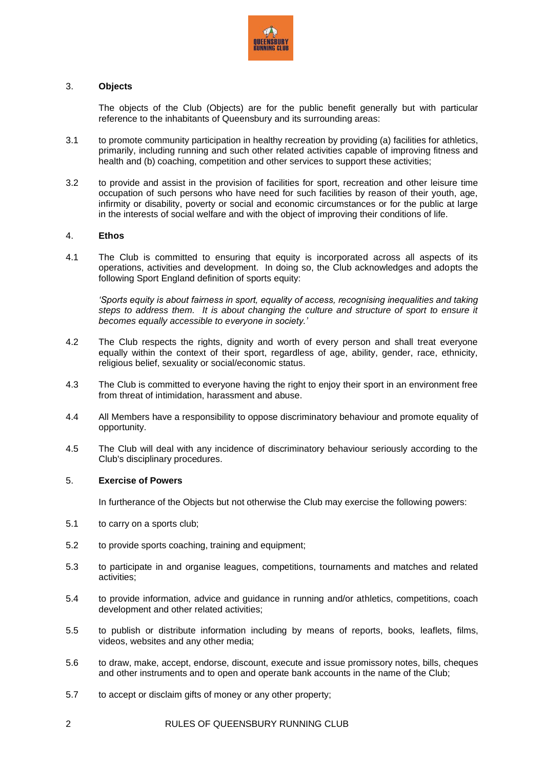## 3. **Objects**

The objects of the Club (Objects) are for the public benefit generally but with particular reference to the inhabitants of Queensbury and its surrounding areas:

3.1 to promote community participation in healthy recreation by providing (a) facilities for athletics, primarily, including running and such other related activities capable of improving fitness and health and (b) coaching, competition and other services to support these activities;

3.2 to provide and assist in the provision of facilities for sport, recreation and other leisure time occupation of such persons who have need for such facilities by reason of their youth, age, infirmity or disability, poverty or social and economic circumstances or for the public at large in the interests of social welfare and with the object of improving their conditions of life.

## 4. **Ethos**

4.1 The Club is committed to ensuring that equity is incorporated across all aspects of its operations, activities and development. In doing so, the Club acknowledges and adopts the following Sport England definition of sports equity:

*'Sports equity is about fairness in sport, equality of access, recognising inequalities and taking steps to address them. It is about changing the culture and structure of sport to ensure it becomes equally accessible to everyone in society.'*

4.2 The Club respects the rights, dignity and worth of every person and shall treat everyone equally within the context of their sport, regardless of age, ability, gender, race, ethnicity, religious belief, sexuality or social/economic status.

4.3 The Club is committed to everyone having the right to enjoy their sport in an environment free from threat of intimidation, harassment and abuse.

4.4 All Members have a responsibility to oppose discriminatory behaviour and promote equality of opportunity.

4.5 The Club will deal with any incidence of discriminatory behaviour seriously according to the Club's disciplinary procedures.

## 5. **Exercise of Powers**

In furtherance of the Objects but not otherwise the Club may exercise the following powers:

5.1 to carry on a sports club;

5.2 to provide sports coaching, training and equipment;

5.3 to participate in and organise leagues, competitions, tournaments and matches and related activities;

5.4 to provide information, advice and guidance in running and/or athletics, competitions, coach development and other related activities;

5.5 to publish or distribute information including by means of reports, books, leaflets, films, videos, websites and any other media;

5.6 to draw, make, accept, endorse, discount, execute and issue promissory notes, bills, cheques and other instruments and to open and operate bank accounts in the name of the Club;

5.7 to accept or disclaim gifts of money or any other property;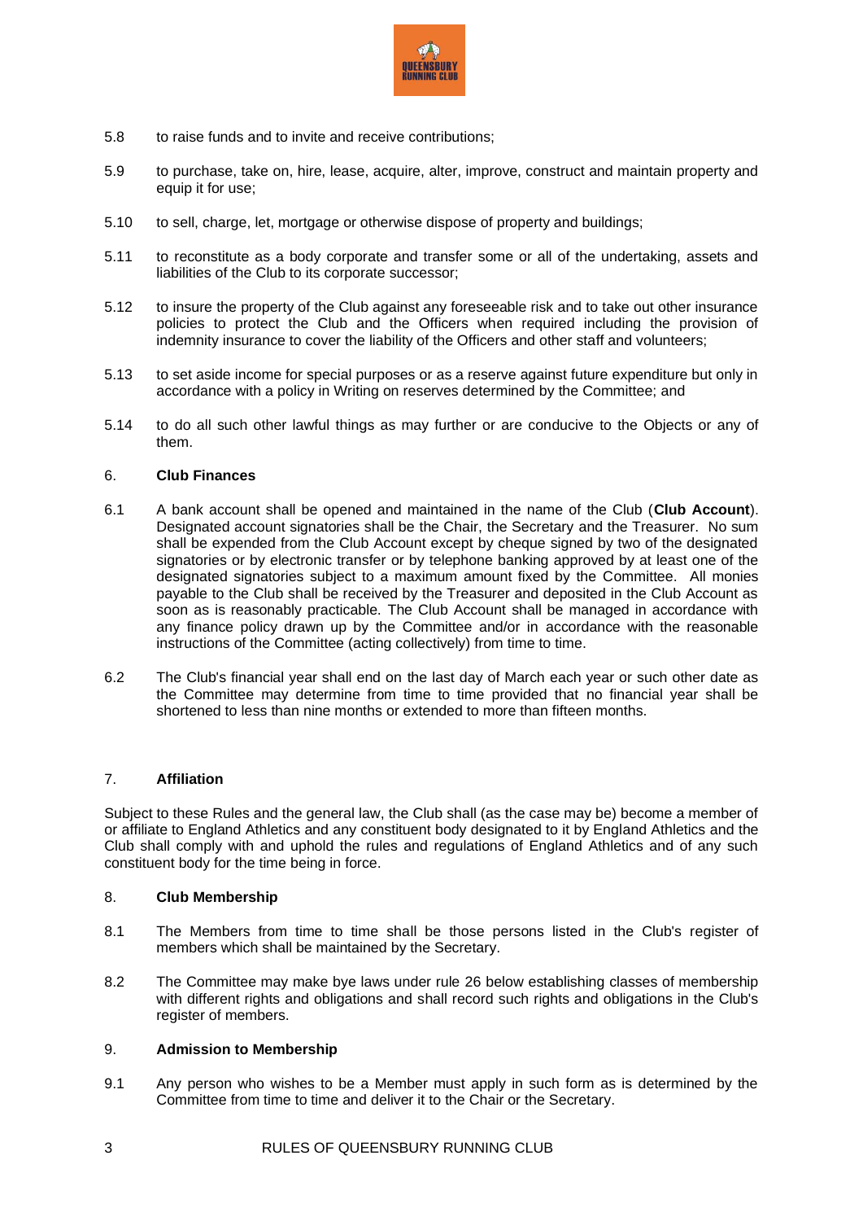5.8 to raise funds and to invite and receive contributions;

5.9 to purchase, take on, hire, lease, acquire, alter, improve, construct and maintain property and equip it for use;

5.10 to sell, charge, let, mortgage or otherwise dispose of property and buildings;

5.11 to reconstitute as a body corporate and transfer some or all of the undertaking, assets and liabilities of the Club to its corporate successor;

5.12 to insure the property of the Club against any foreseeable risk and to take out other insurance policies to protect the Club and the Officers when required including the provision of indemnity insurance to cover the liability of the Officers and other staff and volunteers;

5.13 to set aside income for special purposes or as a reserve against future expenditure but only in accordance with a policy in Writing on reserves determined by the Committee; and

5.14 to do all such other lawful things as may further or are conducive to the Objects or any of them.

## 6. Club Finances

6.1 A bank account shall be opened and maintained in the name of the Club (**Club Account**). Designated account signatories shall be the Chair, the Secretary and the Treasurer. No sum shall be expended from the Club Account except by cheque signed by two of the designated signatories or by electronic transfer or by telephone banking approved by at least one of the designated signatories subject to a maximum amount fixed by the Committee. All monies payable to the Club shall be received by the Treasurer and deposited in the Club Account as soon as is reasonably practicable. The Club Account shall be managed in accordance with any finance policy drawn up by the Committee and/or in accordance with the reasonable instructions of the Committee (acting collectively) from time to time.

6.2 The Club's financial year shall end on the last day of March each year or such other date as the Committee may determine from time to time provided that no financial year shall be shortened to less than nine months or extended to more than fifteen months.

## 7. Affiliation

Subject to these Rules and the general law, the Club shall (as the case may be) become a member of or affiliate to England Athletics and any constituent body designated to it by England Athletics and the Club shall comply with and uphold the rules and regulations of England Athletics and of any such constituent body for the time being in force.

## 8. Club Membership

8.1 The Members from time to time shall be those persons listed in the Club's register of members which shall be maintained by the Secretary.

8.2 The Committee may make bye laws under rule 26 below establishing classes of membership with different rights and obligations and shall record such rights and obligations in the Club's register of members.

## 9. Admission to Membership

9.1 Any person who wishes to be a Member must apply in such form as is determined by the Committee from time to time and deliver it to the Chair or the Secretary.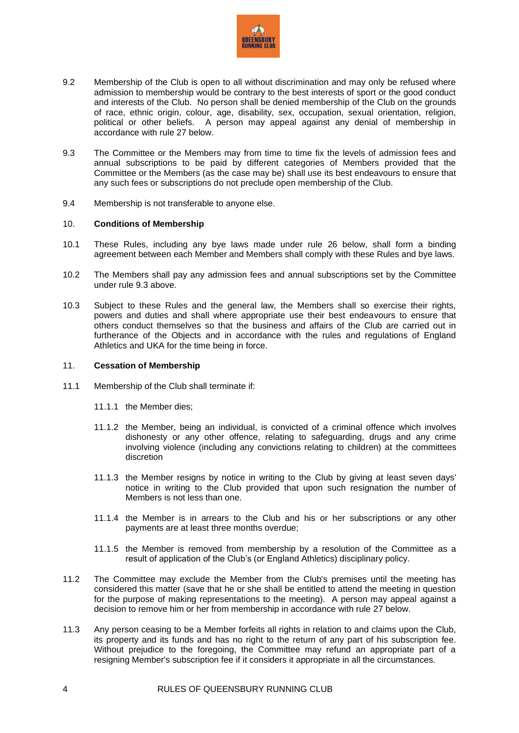9.2 Membership of the Club is open to all without discrimination and may only be refused where admission to membership would be contrary to the best interests of sport or the good conduct and interests of the Club. No person shall be denied membership of the Club on the grounds of race, ethnic origin, colour, age, disability, sex, occupation, sexual orientation, religion, political or other beliefs. A person may appeal against any denial of membership in accordance with rule 27 below.

9.3 The Committee or the Members may from time to time fix the levels of admission fees and annual subscriptions to be paid by different categories of Members provided that the Committee or the Members (as the case may be) shall use its best endeavours to ensure that any such fees or subscriptions do not preclude open membership of the Club.

9.4 Membership is not transferable to anyone else.

## 10. **Conditions of Membership**

10.1 These Rules, including any bye laws made under rule 26 below, shall form a binding agreement between each Member and Members shall comply with these Rules and bye laws.

10.2 The Members shall pay any admission fees and annual subscriptions set by the Committee under rule 9.3 above.

10.3 Subject to these Rules and the general law, the Members shall so exercise their rights, powers and duties and shall where appropriate use their best endeavours to ensure that others conduct themselves so that the business and affairs of the Club are carried out in furtherance of the Objects and in accordance with the rules and regulations of England Athletics and UKA for the time being in force.

## 11. **Cessation of Membership**

11.1 Membership of the Club shall terminate if:

11.1.1 the Member dies;

11.1.2 the Member, being an individual, is convicted of a criminal offence which involves dishonesty or any other offence, relating to safeguarding, drugs and any crime involving violence (including any convictions relating to children) at the committees discretion

11.1.3 the Member resigns by notice in writing to the Club by giving at least seven days' notice in writing to the Club provided that upon such resignation the number of Members is not less than one.

11.1.4 the Member is in arrears to the Club and his or her subscriptions or any other payments are at least three months overdue;

11.1.5 the Member is removed from membership by a resolution of the Committee as a result of application of the Club's (or England Athletics) disciplinary policy.

11.2 The Committee may exclude the Member from the Club's premises until the meeting has considered this matter (save that he or she shall be entitled to attend the meeting in question for the purpose of making representations to the meeting). A person may appeal against a decision to remove him or her from membership in accordance with rule 27 below.

11.3 Any person ceasing to be a Member forfeits all rights in relation to and claims upon the Club, its property and its funds and has no right to the return of any part of his subscription fee. Without prejudice to the foregoing, the Committee may refund an appropriate part of a resigning Member's subscription fee if it considers it appropriate in all the circumstances.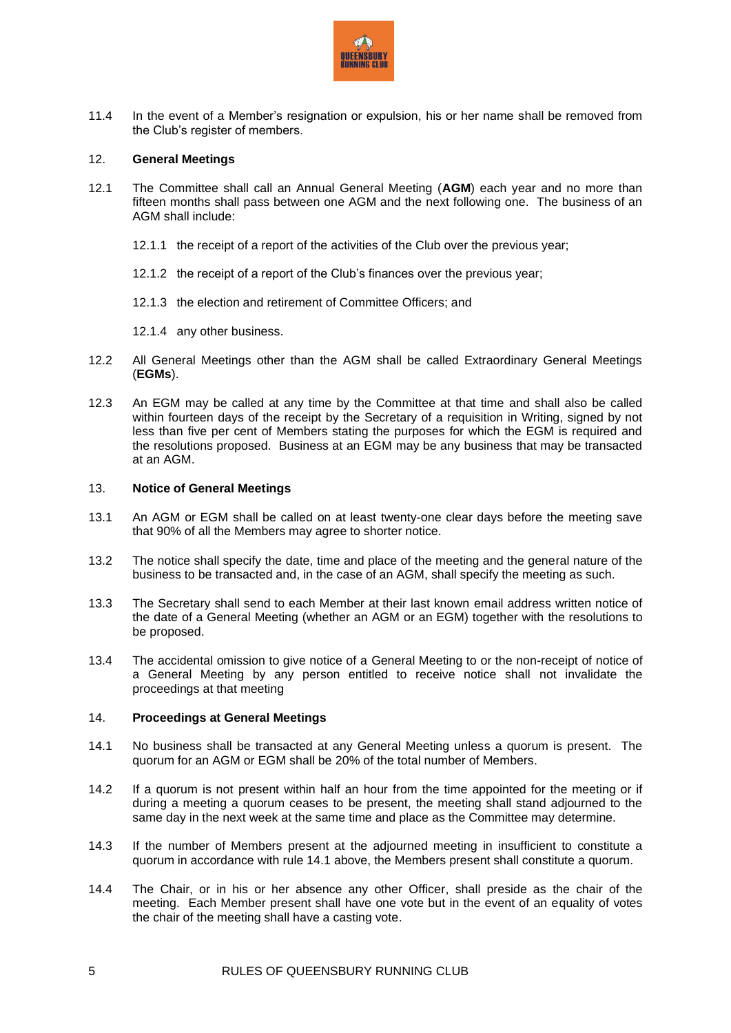11.4 In the event of a Member's resignation or expulsion, his or her name shall be removed from the Club's register of members.

## 12. **General Meetings**

12.1 The Committee shall call an Annual General Meeting (**AGM**) each year and no more than fifteen months shall pass between one AGM and the next following one. The business of an AGM shall include:

12.1.1 the receipt of a report of the activities of the Club over the previous year;

12.1.2 the receipt of a report of the Club's finances over the previous year;

12.1.3 the election and retirement of Committee Officers; and

12.1.4 any other business.

12.2 All General Meetings other than the AGM shall be called Extraordinary General Meetings (**EGMs**).

12.3 An EGM may be called at any time by the Committee at that time and shall also be called within fourteen days of the receipt by the Secretary of a requisition in Writing, signed by not less than five per cent of Members stating the purposes for which the EGM is required and the resolutions proposed. Business at an EGM may be any business that may be transacted at an AGM.

## 13. **Notice of General Meetings**

13.1 An AGM or EGM shall be called on at least twenty-one clear days before the meeting save that 90% of all the Members may agree to shorter notice.

13.2 The notice shall specify the date, time and place of the meeting and the general nature of the business to be transacted and, in the case of an AGM, shall specify the meeting as such.

13.3 The Secretary shall send to each Member at their last known email address written notice of the date of a General Meeting (whether an AGM or an EGM) together with the resolutions to be proposed.

13.4 The accidental omission to give notice of a General Meeting to or the non-receipt of notice of a General Meeting by any person entitled to receive notice shall not invalidate the proceedings at that meeting

## 14. **Proceedings at General Meetings**

14.1 No business shall be transacted at any General Meeting unless a quorum is present. The quorum for an AGM or EGM shall be 20% of the total number of Members.

14.2 If a quorum is not present within half an hour from the time appointed for the meeting or if during a meeting a quorum ceases to be present, the meeting shall stand adjourned to the same day in the next week at the same time and place as the Committee may determine.

14.3 If the number of Members present at the adjourned meeting in insufficient to constitute a quorum in accordance with rule 14.1 above, the Members present shall constitute a quorum.

14.4 The Chair, or in his or her absence any other Officer, shall preside as the chair of the meeting. Each Member present shall have one vote but in the event of an equality of votes the chair of the meeting shall have a casting vote.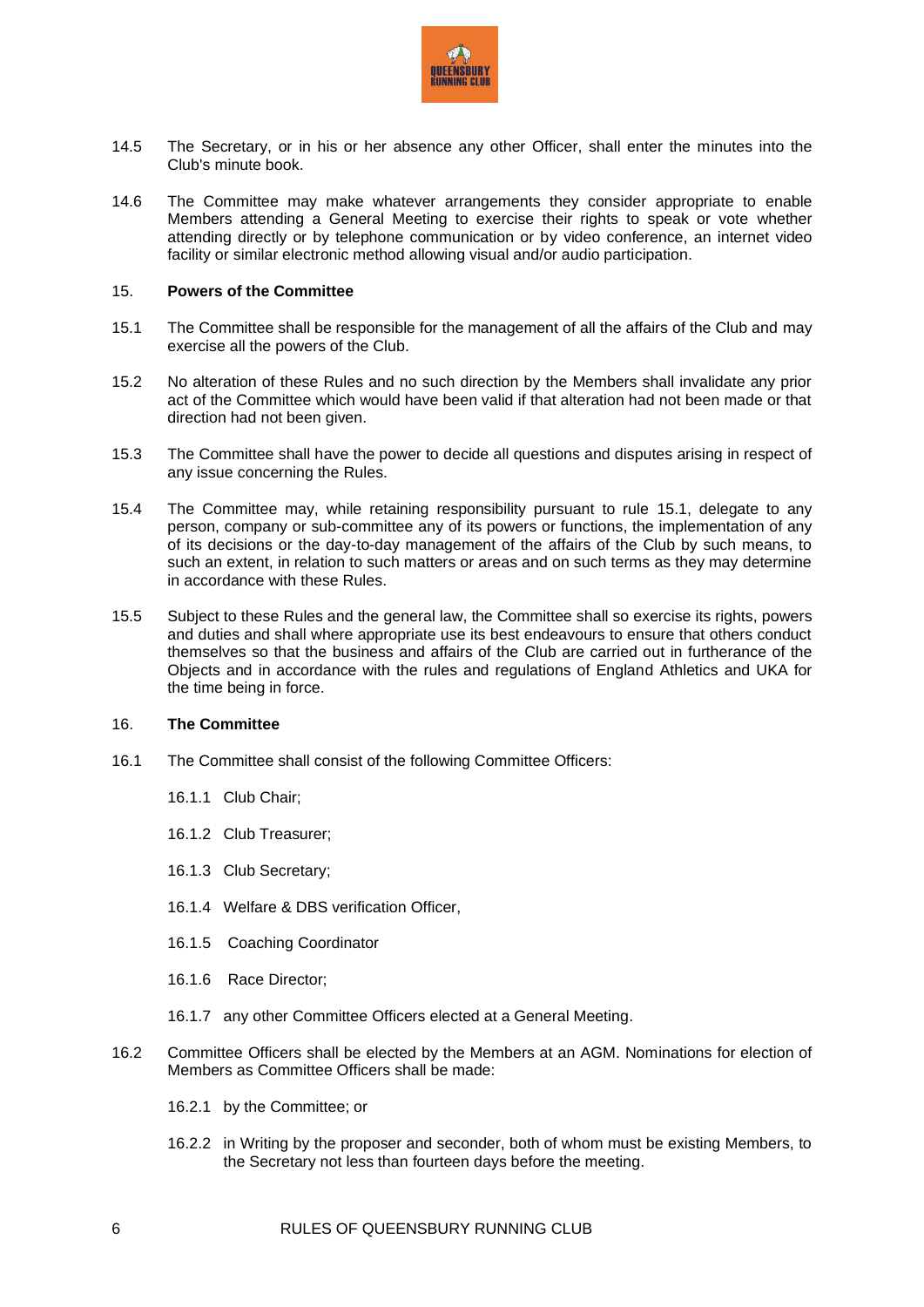14.5 The Secretary, or in his or her absence any other Officer, shall enter the minutes into the Club's minute book.

14.6 The Committee may make whatever arrangements they consider appropriate to enable Members attending a General Meeting to exercise their rights to speak or vote whether attending directly or by telephone communication or by video conference, an internet video facility or similar electronic method allowing visual and/or audio participation.

15. **Powers of the Committee**

15.1 The Committee shall be responsible for the management of all the affairs of the Club and may exercise all the powers of the Club.

15.2 No alteration of these Rules and no such direction by the Members shall invalidate any prior act of the Committee which would have been valid if that alteration had not been made or that direction had not been given.

15.3 The Committee shall have the power to decide all questions and disputes arising in respect of any issue concerning the Rules.

15.4 The Committee may, while retaining responsibility pursuant to rule 15.1, delegate to any person, company or sub-committee any of its powers or functions, the implementation of any of its decisions or the day-to-day management of the affairs of the Club by such means, to such an extent, in relation to such matters or areas and on such terms as they may determine in accordance with these Rules.

15.5 Subject to these Rules and the general law, the Committee shall so exercise its rights, powers and duties and shall where appropriate use its best endeavours to ensure that others conduct themselves so that the business and affairs of the Club are carried out in furtherance of the Objects and in accordance with the rules and regulations of England Athletics and UKA for the time being in force.

16. **The Committee**

16.1 The Committee shall consist of the following Committee Officers:

16.1.1 Club Chair;

16.1.2 Club Treasurer;

16.1.3 Club Secretary;

16.1.4 Welfare & DBS verification Officer,

16.1.5 Coaching Coordinator

16.1.6 Race Director;

16.1.7 any other Committee Officers elected at a General Meeting.

16.2 Committee Officers shall be elected by the Members at an AGM. Nominations for election of Members as Committee Officers shall be made:

16.2.1 by the Committee; or

16.2.2 in Writing by the proposer and seconder, both of whom must be existing Members, to the Secretary not less than fourteen days before the meeting.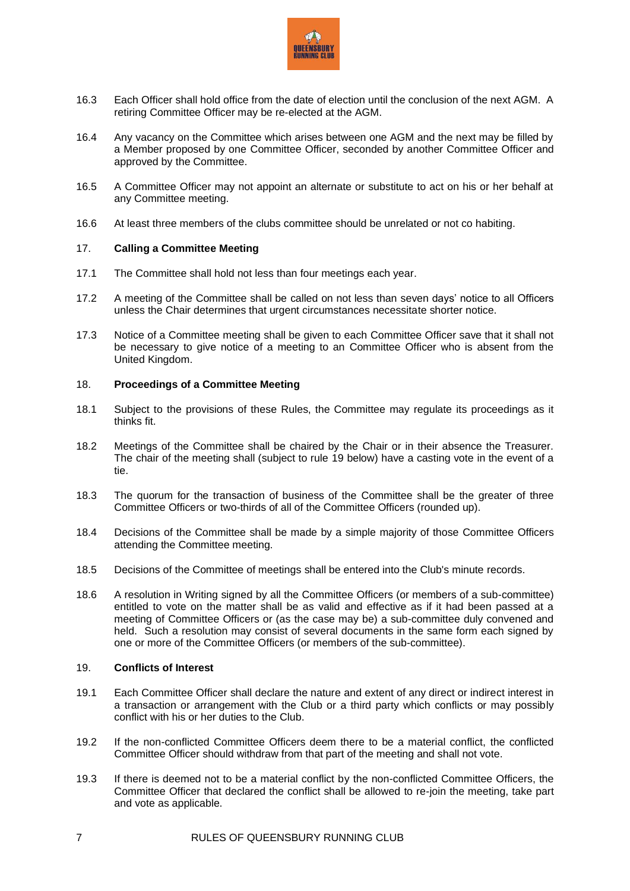16.3 Each Officer shall hold office from the date of election until the conclusion of the next AGM. A retiring Committee Officer may be re-elected at the AGM.

16.4 Any vacancy on the Committee which arises between one AGM and the next may be filled by a Member proposed by one Committee Officer, seconded by another Committee Officer and approved by the Committee.

16.5 A Committee Officer may not appoint an alternate or substitute to act on his or her behalf at any Committee meeting.

16.6 At least three members of the clubs committee should be unrelated or not co habiting.

## 17. **Calling a Committee Meeting**

17.1 The Committee shall hold not less than four meetings each year.

17.2 A meeting of the Committee shall be called on not less than seven days' notice to all Officers unless the Chair determines that urgent circumstances necessitate shorter notice.

17.3 Notice of a Committee meeting shall be given to each Committee Officer save that it shall not be necessary to give notice of a meeting to an Committee Officer who is absent from the United Kingdom.

## 18. **Proceedings of a Committee Meeting**

18.1 Subject to the provisions of these Rules, the Committee may regulate its proceedings as it thinks fit.

18.2 Meetings of the Committee shall be chaired by the Chair or in their absence the Treasurer. The chair of the meeting shall (subject to rule 19 below) have a casting vote in the event of a tie.

18.3 The quorum for the transaction of business of the Committee shall be the greater of three Committee Officers or two-thirds of all of the Committee Officers (rounded up).

18.4 Decisions of the Committee shall be made by a simple majority of those Committee Officers attending the Committee meeting.

18.5 Decisions of the Committee of meetings shall be entered into the Club's minute records.

18.6 A resolution in Writing signed by all the Committee Officers (or members of a sub-committee) entitled to vote on the matter shall be as valid and effective as if it had been passed at a meeting of Committee Officers or (as the case may be) a sub-committee duly convened and held. Such a resolution may consist of several documents in the same form each signed by one or more of the Committee Officers (or members of the sub-committee).

## 19. **Conflicts of Interest**

19.1 Each Committee Officer shall declare the nature and extent of any direct or indirect interest in a transaction or arrangement with the Club or a third party which conflicts or may possibly conflict with his or her duties to the Club.

19.2 If the non-conflicted Committee Officers deem there to be a material conflict, the conflicted Committee Officer should withdraw from that part of the meeting and shall not vote.

19.3 If there is deemed not to be a material conflict by the non-conflicted Committee Officers, the Committee Officer that declared the conflict shall be allowed to re-join the meeting, take part and vote as applicable.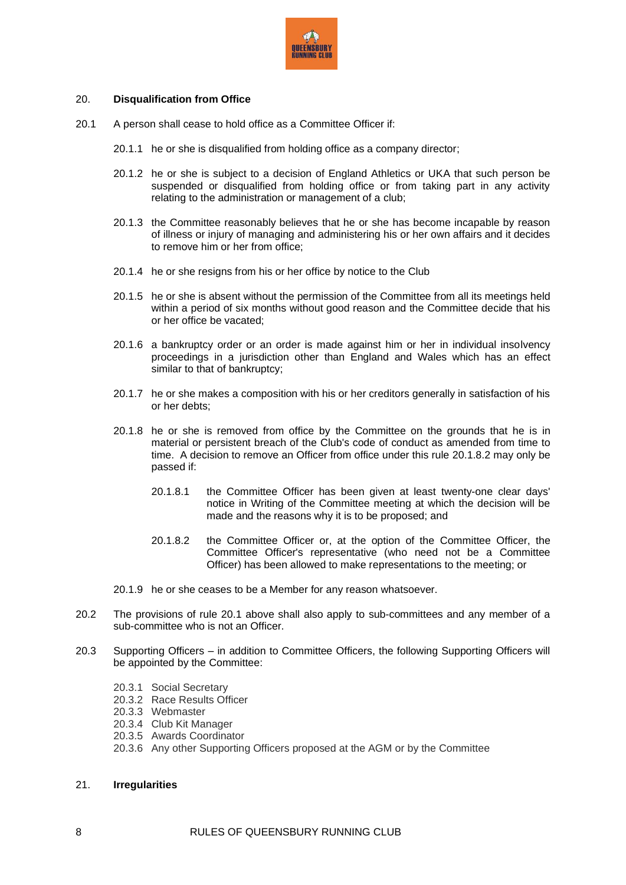## 20. **Disqualification from Office**

20.1 A person shall cease to hold office as a Committee Officer if:

20.1.1 he or she is disqualified from holding office as a company director;

20.1.2 he or she is subject to a decision of England Athletics or UKA that such person be suspended or disqualified from holding office or from taking part in any activity relating to the administration or management of a club;

20.1.3 the Committee reasonably believes that he or she has become incapable by reason of illness or injury of managing and administering his or her own affairs and it decides to remove him or her from office;

20.1.4 he or she resigns from his or her office by notice to the Club

20.1.5 he or she is absent without the permission of the Committee from all its meetings held within a period of six months without good reason and the Committee decide that his or her office be vacated;

20.1.6 a bankruptcy order or an order is made against him or her in individual insolvency proceedings in a jurisdiction other than England and Wales which has an effect similar to that of bankruptcy;

20.1.7 he or she makes a composition with his or her creditors generally in satisfaction of his or her debts;

20.1.8 he or she is removed from office by the Committee on the grounds that he is in material or persistent breach of the Club's code of conduct as amended from time to time. A decision to remove an Officer from office under this rule 20.1.8.2 may only be passed if:

20.1.8.1 the Committee Officer has been given at least twenty-one clear days' notice in Writing of the Committee meeting at which the decision will be made and the reasons why it is to be proposed; and

20.1.8.2 the Committee Officer or, at the option of the Committee Officer, the Committee Officer's representative (who need not be a Committee Officer) has been allowed to make representations to the meeting; or

20.1.9 he or she ceases to be a Member for any reason whatsoever.

20.2 The provisions of rule 20.1 above shall also apply to sub-committees and any member of a sub-committee who is not an Officer.

20.3 Supporting Officers – in addition to Committee Officers, the following Supporting Officers will be appointed by the Committee:

20.3.1 Social Secretary
20.3.2 Race Results Officer
20.3.3 Webmaster
20.3.4 Club Kit Manager
20.3.5 Awards Coordinator
20.3.6 Any other Supporting Officers proposed at the AGM or by the Committee

## 21. **Irregularities**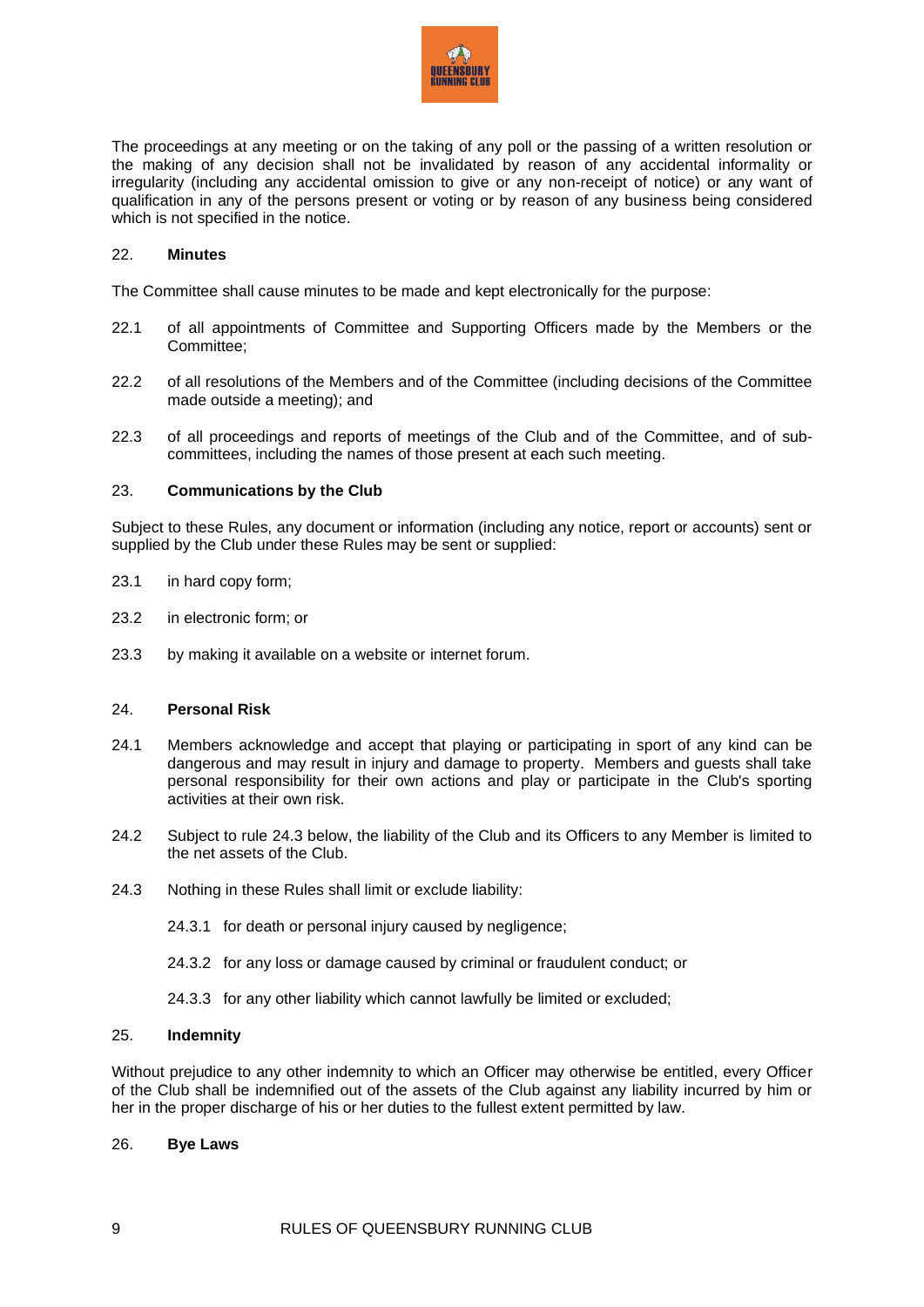The proceedings at any meeting or on the taking of any poll or the passing of a written resolution or the making of any decision shall not be invalidated by reason of any accidental informality or irregularity (including any accidental omission to give or any non-receipt of notice) or any want of qualification in any of the persons present or voting or by reason of any business being considered which is not specified in the notice.

## 22. **Minutes**

The Committee shall cause minutes to be made and kept electronically for the purpose:

22.1 of all appointments of Committee and Supporting Officers made by the Members or the Committee;

22.2 of all resolutions of the Members and of the Committee (including decisions of the Committee made outside a meeting); and

22.3 of all proceedings and reports of meetings of the Club and of the Committee, and of sub-committees, including the names of those present at each such meeting.

## 23. **Communications by the Club**

Subject to these Rules, any document or information (including any notice, report or accounts) sent or supplied by the Club under these Rules may be sent or supplied:

23.1 in hard copy form;

23.2 in electronic form; or

23.3 by making it available on a website or internet forum.

## 24. **Personal Risk**

24.1 Members acknowledge and accept that playing or participating in sport of any kind can be dangerous and may result in injury and damage to property. Members and guests shall take personal responsibility for their own actions and play or participate in the Club's sporting activities at their own risk.

24.2 Subject to rule 24.3 below, the liability of the Club and its Officers to any Member is limited to the net assets of the Club.

24.3 Nothing in these Rules shall limit or exclude liability:

24.3.1 for death or personal injury caused by negligence;

24.3.2 for any loss or damage caused by criminal or fraudulent conduct; or

24.3.3 for any other liability which cannot lawfully be limited or excluded;

## 25. **Indemnity**

Without prejudice to any other indemnity to which an Officer may otherwise be entitled, every Officer of the Club shall be indemnified out of the assets of the Club against any liability incurred by him or her in the proper discharge of his or her duties to the fullest extent permitted by law.

## 26. **Bye Laws**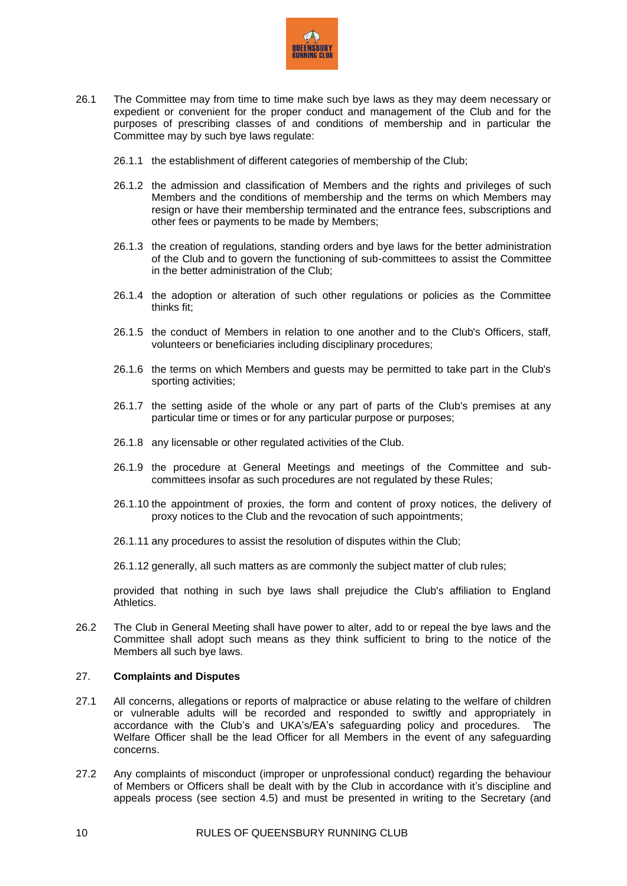26.1 The Committee may from time to time make such bye laws as they may deem necessary or expedient or convenient for the proper conduct and management of the Club and for the purposes of prescribing classes of and conditions of membership and in particular the Committee may by such bye laws regulate:

26.1.1 the establishment of different categories of membership of the Club;

26.1.2 the admission and classification of Members and the rights and privileges of such Members and the conditions of membership and the terms on which Members may resign or have their membership terminated and the entrance fees, subscriptions and other fees or payments to be made by Members;

26.1.3 the creation of regulations, standing orders and bye laws for the better administration of the Club and to govern the functioning of sub-committees to assist the Committee in the better administration of the Club;

26.1.4 the adoption or alteration of such other regulations or policies as the Committee thinks fit;

26.1.5 the conduct of Members in relation to one another and to the Club's Officers, staff, volunteers or beneficiaries including disciplinary procedures;

26.1.6 the terms on which Members and guests may be permitted to take part in the Club's sporting activities;

26.1.7 the setting aside of the whole or any part of parts of the Club's premises at any particular time or times or for any particular purpose or purposes;

26.1.8 any licensable or other regulated activities of the Club.

26.1.9 the procedure at General Meetings and meetings of the Committee and sub-committees insofar as such procedures are not regulated by these Rules;

26.1.10 the appointment of proxies, the form and content of proxy notices, the delivery of proxy notices to the Club and the revocation of such appointments;

26.1.11 any procedures to assist the resolution of disputes within the Club;

26.1.12 generally, all such matters as are commonly the subject matter of club rules;

provided that nothing in such bye laws shall prejudice the Club's affiliation to England Athletics.

26.2 The Club in General Meeting shall have power to alter, add to or repeal the bye laws and the Committee shall adopt such means as they think sufficient to bring to the notice of the Members all such bye laws.

## 27. **Complaints and Disputes**

27.1 All concerns, allegations or reports of malpractice or abuse relating to the welfare of children or vulnerable adults will be recorded and responded to swiftly and appropriately in accordance with the Club's and UKA's/EA's safeguarding policy and procedures. The Welfare Officer shall be the lead Officer for all Members in the event of any safeguarding concerns.

27.2 Any complaints of misconduct (improper or unprofessional conduct) regarding the behaviour of Members or Officers shall be dealt with by the Club in accordance with it's discipline and appeals process (see section 4.5) and must be presented in writing to the Secretary (and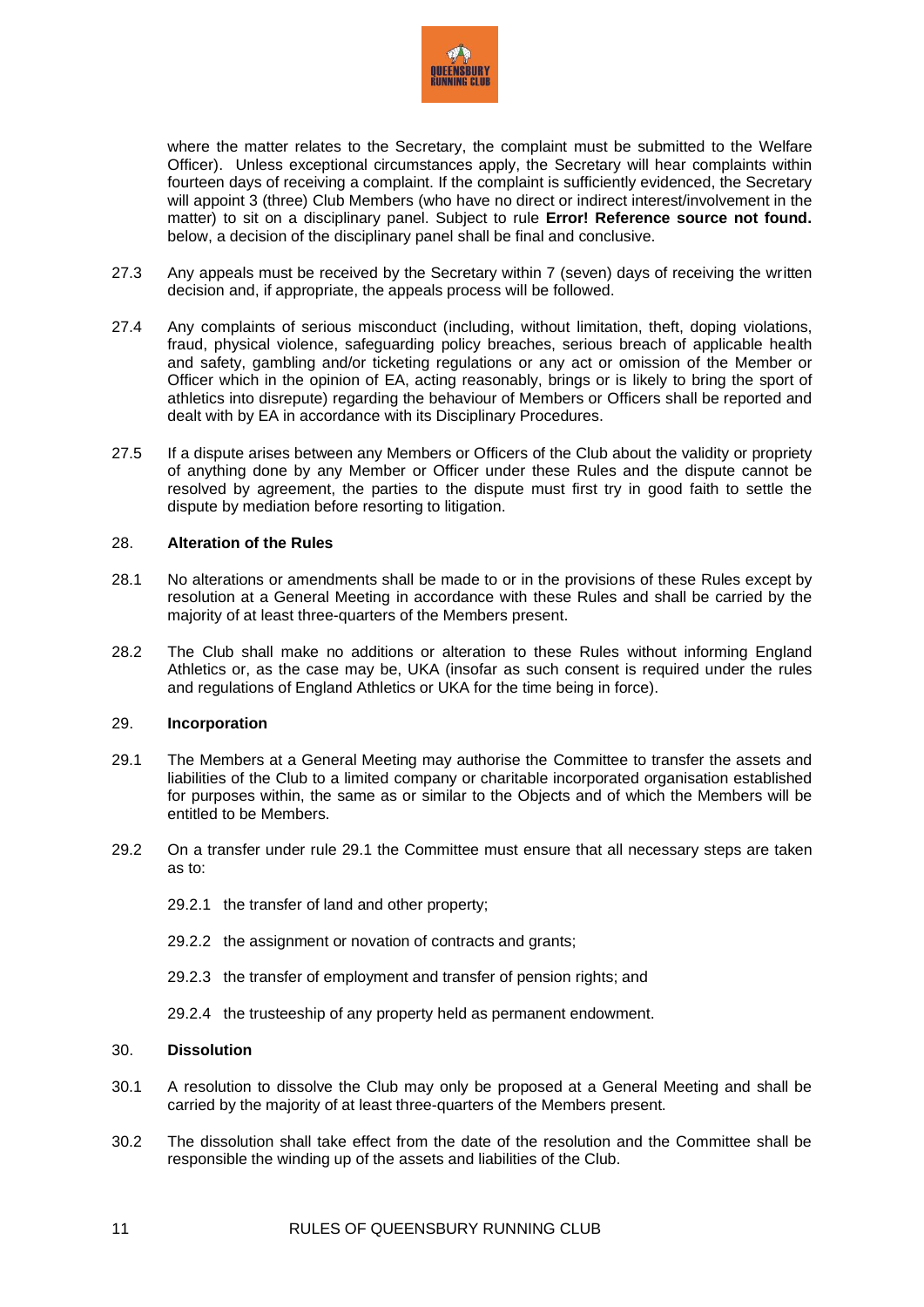where the matter relates to the Secretary, the complaint must be submitted to the Welfare Officer). Unless exceptional circumstances apply, the Secretary will hear complaints within fourteen days of receiving a complaint. If the complaint is sufficiently evidenced, the Secretary will appoint 3 (three) Club Members (who have no direct or indirect interest/involvement in the matter) to sit on a disciplinary panel. Subject to rule **Error! Reference source not found.** below, a decision of the disciplinary panel shall be final and conclusive.

27.3 Any appeals must be received by the Secretary within 7 (seven) days of receiving the written decision and, if appropriate, the appeals process will be followed.

27.4 Any complaints of serious misconduct (including, without limitation, theft, doping violations, fraud, physical violence, safeguarding policy breaches, serious breach of applicable health and safety, gambling and/or ticketing regulations or any act or omission of the Member or Officer which in the opinion of EA, acting reasonably, brings or is likely to bring the sport of athletics into disrepute) regarding the behaviour of Members or Officers shall be reported and dealt with by EA in accordance with its Disciplinary Procedures.

27.5 If a dispute arises between any Members or Officers of the Club about the validity or propriety of anything done by any Member or Officer under these Rules and the dispute cannot be resolved by agreement, the parties to the dispute must first try in good faith to settle the dispute by mediation before resorting to litigation.

## 28. Alteration of the Rules

28.1 No alterations or amendments shall be made to or in the provisions of these Rules except by resolution at a General Meeting in accordance with these Rules and shall be carried by the majority of at least three-quarters of the Members present.

28.2 The Club shall make no additions or alteration to these Rules without informing England Athletics or, as the case may be, UKA (insofar as such consent is required under the rules and regulations of England Athletics or UKA for the time being in force).

## 29. Incorporation

29.1 The Members at a General Meeting may authorise the Committee to transfer the assets and liabilities of the Club to a limited company or charitable incorporated organisation established for purposes within, the same as or similar to the Objects and of which the Members will be entitled to be Members.

29.2 On a transfer under rule 29.1 the Committee must ensure that all necessary steps are taken as to:

29.2.1 the transfer of land and other property;

29.2.2 the assignment or novation of contracts and grants;

29.2.3 the transfer of employment and transfer of pension rights; and

29.2.4 the trusteeship of any property held as permanent endowment.

## 30. Dissolution

30.1 A resolution to dissolve the Club may only be proposed at a General Meeting and shall be carried by the majority of at least three-quarters of the Members present.

30.2 The dissolution shall take effect from the date of the resolution and the Committee shall be responsible the winding up of the assets and liabilities of the Club.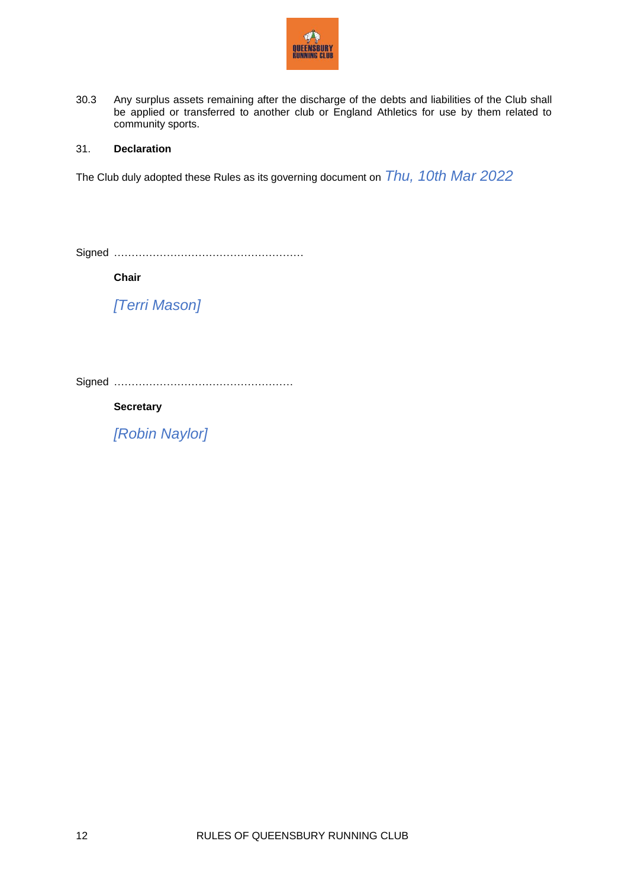30.3 Any surplus assets remaining after the discharge of the debts and liabilities of the Club shall be applied or transferred to another club or England Athletics for use by them related to community sports.

31. **Declaration**

The Club duly adopted these Rules as its governing document on *Thu, 10th Mar 2022*

Signed ……………………………………………….

**Chair**

*[Terri Mason]*

Signed …………………………………………….

**Secretary**

*[Robin Naylor]*